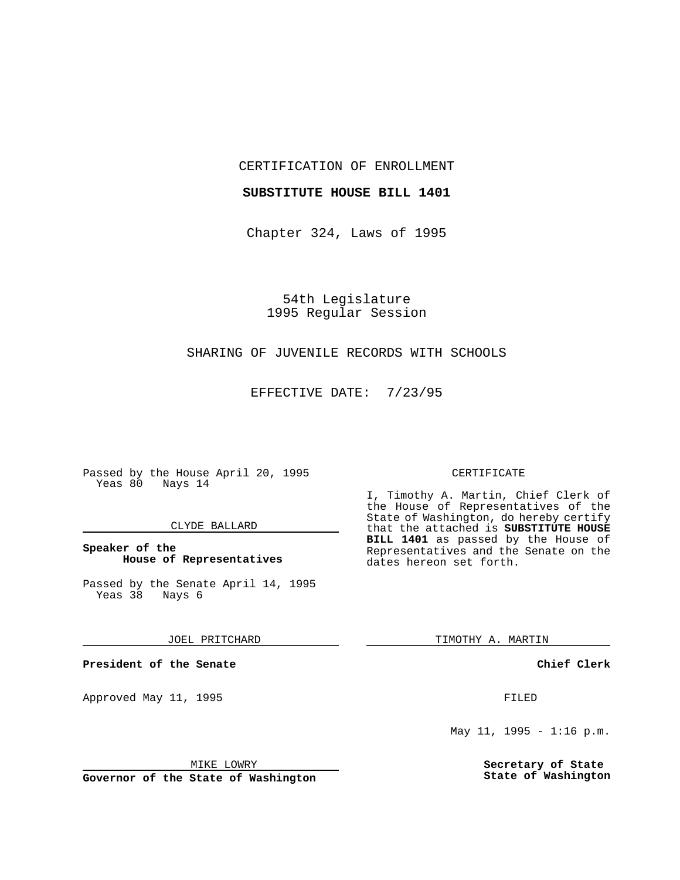CERTIFICATION OF ENROLLMENT

**SUBSTITUTE HOUSE BILL 1401**

Chapter 324, Laws of 1995

54th Legislature
1995 Regular Session

SHARING OF JUVENILE RECORDS WITH SCHOOLS

EFFECTIVE DATE: 7/23/95

Passed by the House April 20, 1995
Yeas 80 Nays 14

CLYDE BALLARD

**Speaker of the House of Representatives**

Passed by the Senate April 14, 1995
Yeas 38 Nays 6

JOEL PRITCHARD

**President of the Senate**

Approved May 11, 1995

MIKE LOWRY

**Governor of the State of Washington**

CERTIFICATE

I, Timothy A. Martin, Chief Clerk of the House of Representatives of the State of Washington, do hereby certify that the attached is **SUBSTITUTE HOUSE BILL 1401** as passed by the House of Representatives and the Senate on the dates hereon set forth.

TIMOTHY A. MARTIN

**Chief Clerk**

FILED

May 11, 1995 - 1:16 p.m.

**Secretary of State**
**State of Washington**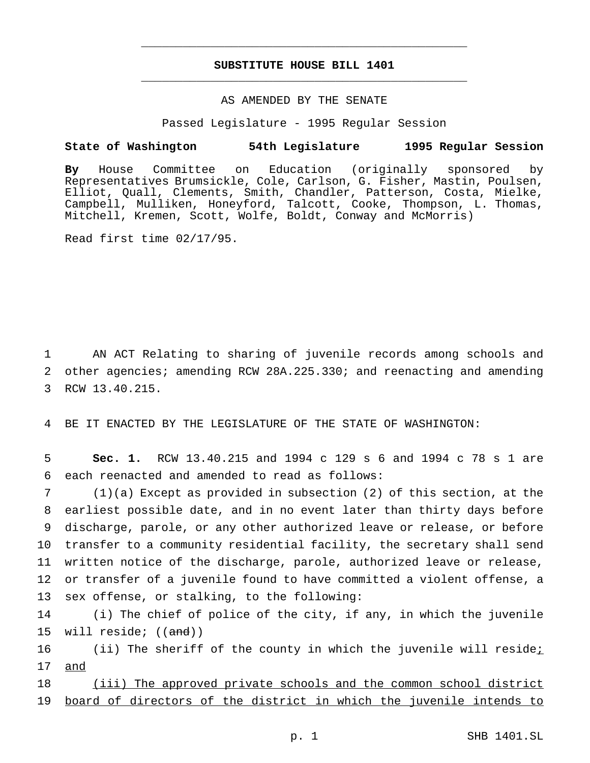# SUBSTITUTE HOUSE BILL 1401

AS AMENDED BY THE SENATE

Passed Legislature - 1995 Regular Session

**State of Washington 54th Legislature 1995 Regular Session**

**By** House Committee on Education (originally sponsored by Representatives Brumsickle, Cole, Carlson, G. Fisher, Mastin, Poulsen, Elliot, Quall, Clements, Smith, Chandler, Patterson, Costa, Mielke, Campbell, Mulliken, Honeyford, Talcott, Cooke, Thompson, L. Thomas, Mitchell, Kremen, Scott, Wolfe, Boldt, Conway and McMorris)

Read first time 02/17/95.

1 AN ACT Relating to sharing of juvenile records among schools and 2 other agencies; amending RCW 28A.225.330; and reenacting and amending 3 RCW 13.40.215.

4 BE IT ENACTED BY THE LEGISLATURE OF THE STATE OF WASHINGTON:

5 **Sec. 1.** RCW 13.40.215 and 1994 c 129 s 6 and 1994 c 78 s 1 are 6 each reenacted and amended to read as follows:

7 (1)(a) Except as provided in subsection (2) of this section, at the 8 earliest possible date, and in no event later than thirty days before 9 discharge, parole, or any other authorized leave or release, or before 10 transfer to a community residential facility, the secretary shall send 11 written notice of the discharge, parole, authorized leave or release, 12 or transfer of a juvenile found to have committed a violent offense, a 13 sex offense, or stalking, to the following:

14 (i) The chief of police of the city, if any, in which the juvenile 15 will reside; ((~~and~~))

16 (ii) The sheriff of the county in which the juvenile will reside_;_ 17 _and_

18 _(iii) The approved private schools and the common school district_ 19 _board of directors of the district in which the juvenile intends to_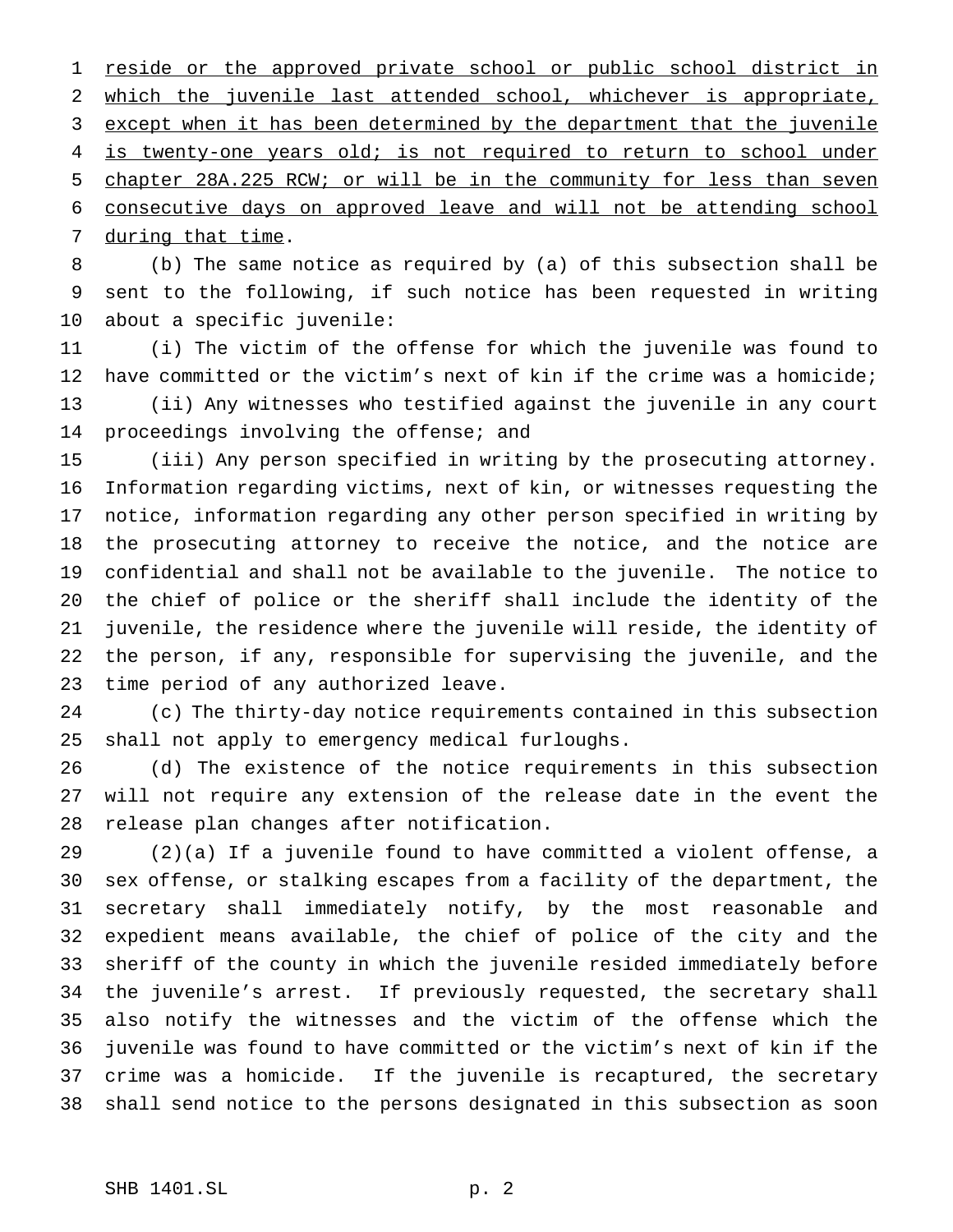reside or the approved private school or public school district in which the juvenile last attended school, whichever is appropriate, except when it has been determined by the department that the juvenile is twenty-one years old; is not required to return to school under chapter 28A.225 RCW; or will be in the community for less than seven consecutive days on approved leave and will not be attending school during that time.

(b) The same notice as required by (a) of this subsection shall be sent to the following, if such notice has been requested in writing about a specific juvenile:

(i) The victim of the offense for which the juvenile was found to have committed or the victim's next of kin if the crime was a homicide;

(ii) Any witnesses who testified against the juvenile in any court proceedings involving the offense; and

(iii) Any person specified in writing by the prosecuting attorney. Information regarding victims, next of kin, or witnesses requesting the notice, information regarding any other person specified in writing by the prosecuting attorney to receive the notice, and the notice are confidential and shall not be available to the juvenile. The notice to the chief of police or the sheriff shall include the identity of the juvenile, the residence where the juvenile will reside, the identity of the person, if any, responsible for supervising the juvenile, and the time period of any authorized leave.

(c) The thirty-day notice requirements contained in this subsection shall not apply to emergency medical furloughs.

(d) The existence of the notice requirements in this subsection will not require any extension of the release date in the event the release plan changes after notification.

(2)(a) If a juvenile found to have committed a violent offense, a sex offense, or stalking escapes from a facility of the department, the secretary shall immediately notify, by the most reasonable and expedient means available, the chief of police of the city and the sheriff of the county in which the juvenile resided immediately before the juvenile's arrest. If previously requested, the secretary shall also notify the witnesses and the victim of the offense which the juvenile was found to have committed or the victim's next of kin if the crime was a homicide. If the juvenile is recaptured, the secretary shall send notice to the persons designated in this subsection as soon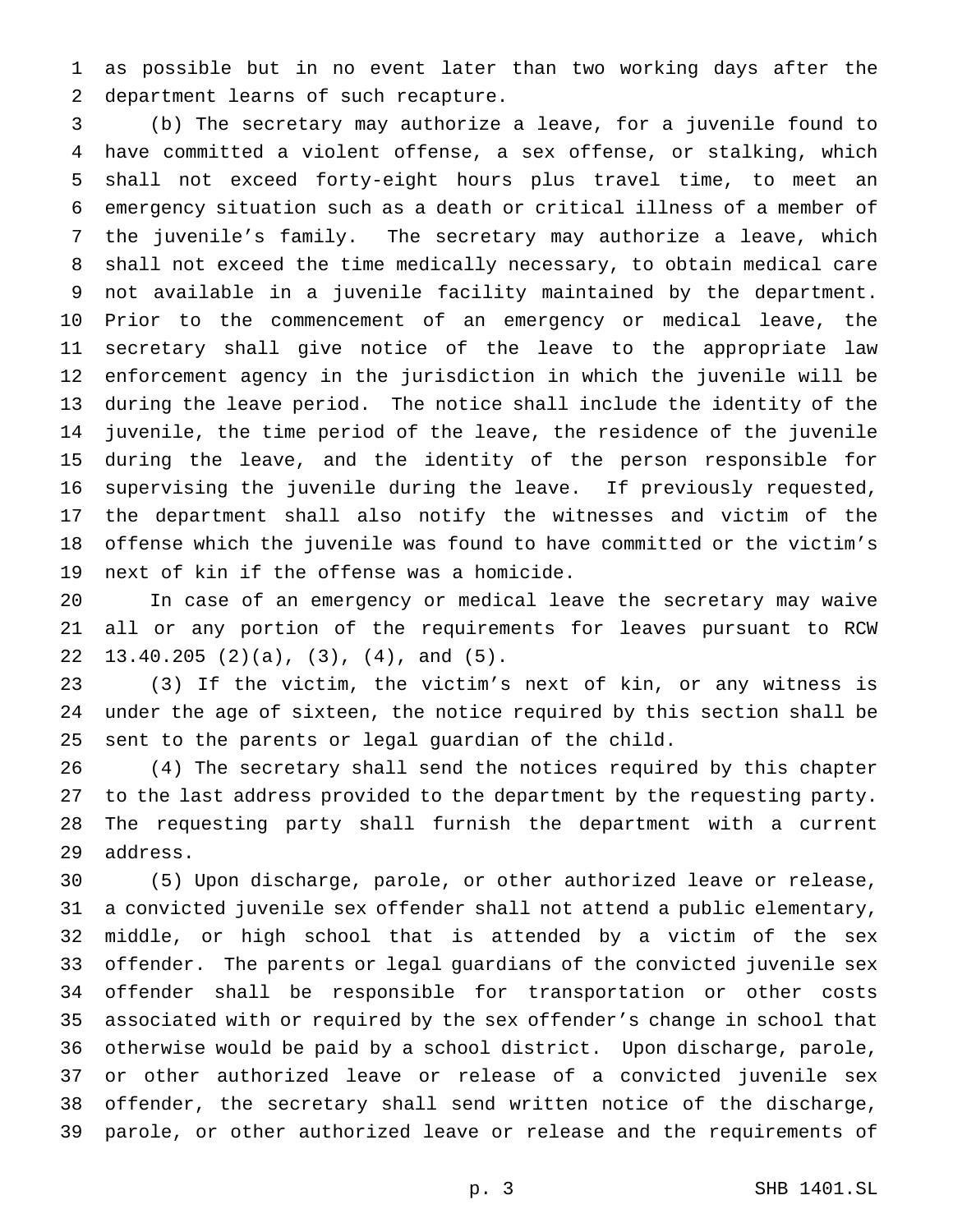as possible but in no event later than two working days after the department learns of such recapture.

(b) The secretary may authorize a leave, for a juvenile found to have committed a violent offense, a sex offense, or stalking, which shall not exceed forty-eight hours plus travel time, to meet an emergency situation such as a death or critical illness of a member of the juvenile's family. The secretary may authorize a leave, which shall not exceed the time medically necessary, to obtain medical care not available in a juvenile facility maintained by the department. Prior to the commencement of an emergency or medical leave, the secretary shall give notice of the leave to the appropriate law enforcement agency in the jurisdiction in which the juvenile will be during the leave period. The notice shall include the identity of the juvenile, the time period of the leave, the residence of the juvenile during the leave, and the identity of the person responsible for supervising the juvenile during the leave. If previously requested, the department shall also notify the witnesses and victim of the offense which the juvenile was found to have committed or the victim's next of kin if the offense was a homicide.

In case of an emergency or medical leave the secretary may waive all or any portion of the requirements for leaves pursuant to RCW 13.40.205 (2)(a), (3), (4), and (5).

(3) If the victim, the victim's next of kin, or any witness is under the age of sixteen, the notice required by this section shall be sent to the parents or legal guardian of the child.

(4) The secretary shall send the notices required by this chapter to the last address provided to the department by the requesting party. The requesting party shall furnish the department with a current address.

(5) Upon discharge, parole, or other authorized leave or release, a convicted juvenile sex offender shall not attend a public elementary, middle, or high school that is attended by a victim of the sex offender. The parents or legal guardians of the convicted juvenile sex offender shall be responsible for transportation or other costs associated with or required by the sex offender's change in school that otherwise would be paid by a school district. Upon discharge, parole, or other authorized leave or release of a convicted juvenile sex offender, the secretary shall send written notice of the discharge, parole, or other authorized leave or release and the requirements of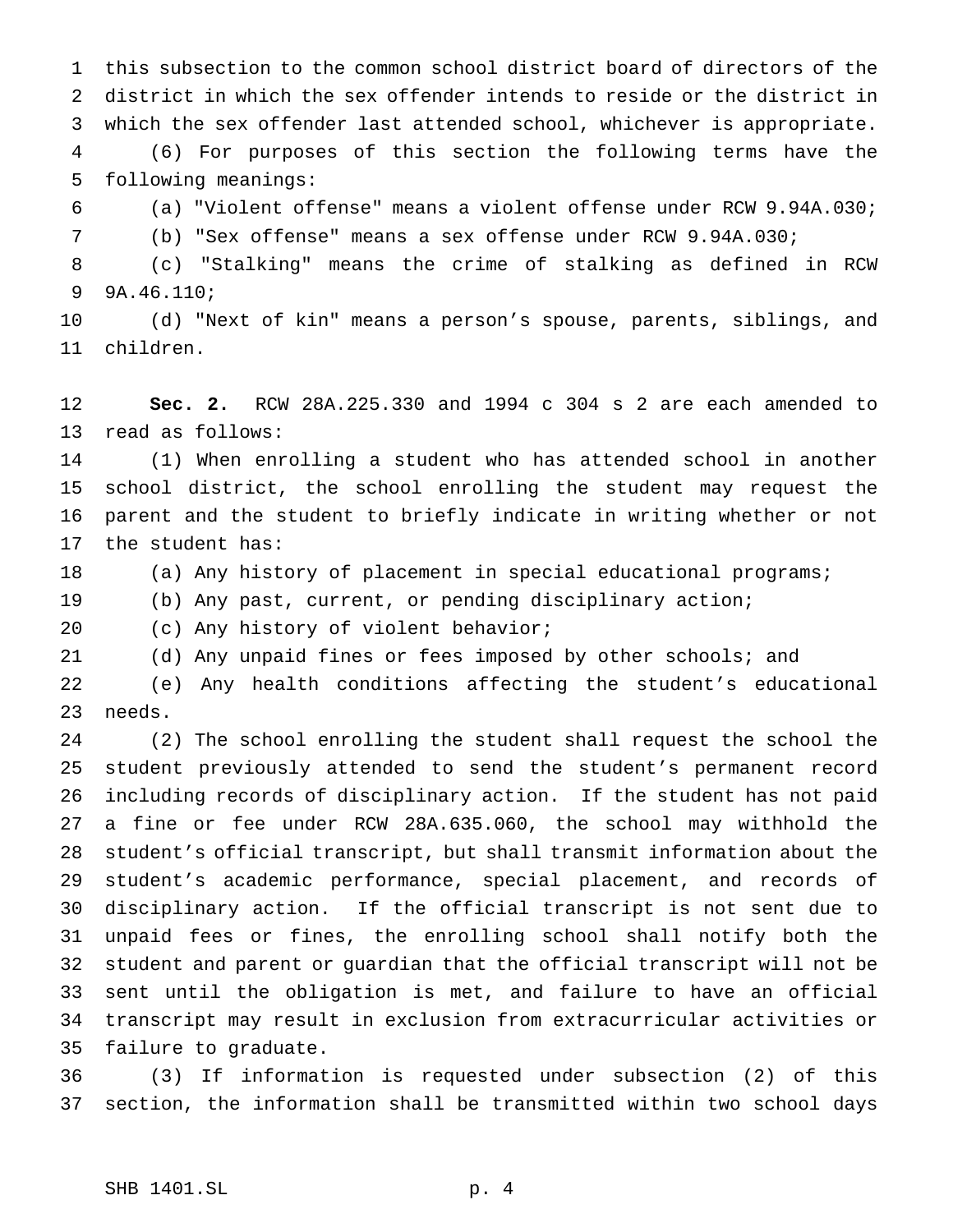this subsection to the common school district board of directors of the district in which the sex offender intends to reside or the district in which the sex offender last attended school, whichever is appropriate.

(6) For purposes of this section the following terms have the following meanings:

(a) "Violent offense" means a violent offense under RCW 9.94A.030;

(b) "Sex offense" means a sex offense under RCW 9.94A.030;

(c) "Stalking" means the crime of stalking as defined in RCW 9A.46.110;

(d) "Next of kin" means a person's spouse, parents, siblings, and children.

**Sec. 2.** RCW 28A.225.330 and 1994 c 304 s 2 are each amended to read as follows:

(1) When enrolling a student who has attended school in another school district, the school enrolling the student may request the parent and the student to briefly indicate in writing whether or not the student has:

(a) Any history of placement in special educational programs;

(b) Any past, current, or pending disciplinary action;

(c) Any history of violent behavior;

(d) Any unpaid fines or fees imposed by other schools; and

(e) Any health conditions affecting the student's educational needs.

(2) The school enrolling the student shall request the school the student previously attended to send the student's permanent record including records of disciplinary action. If the student has not paid a fine or fee under RCW 28A.635.060, the school may withhold the student's official transcript, but shall transmit information about the student's academic performance, special placement, and records of disciplinary action. If the official transcript is not sent due to unpaid fees or fines, the enrolling school shall notify both the student and parent or guardian that the official transcript will not be sent until the obligation is met, and failure to have an official transcript may result in exclusion from extracurricular activities or failure to graduate.

(3) If information is requested under subsection (2) of this section, the information shall be transmitted within two school days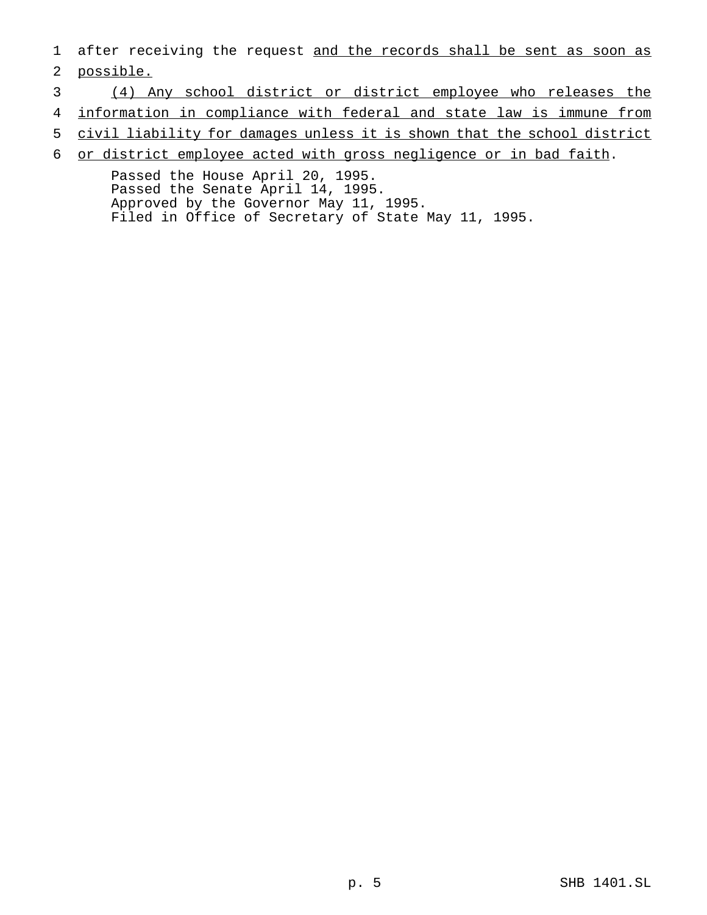after receiving the request <u>and the records shall be sent as soon as possible.</u>

<u>(4) Any school district or district employee who releases the information in compliance with federal and state law is immune from civil liability for damages unless it is shown that the school district or district employee acted with gross negligence or in bad faith</u>.

Passed the House April 20, 1995.
Passed the Senate April 14, 1995.
Approved by the Governor May 11, 1995.
Filed in Office of Secretary of State May 11, 1995.